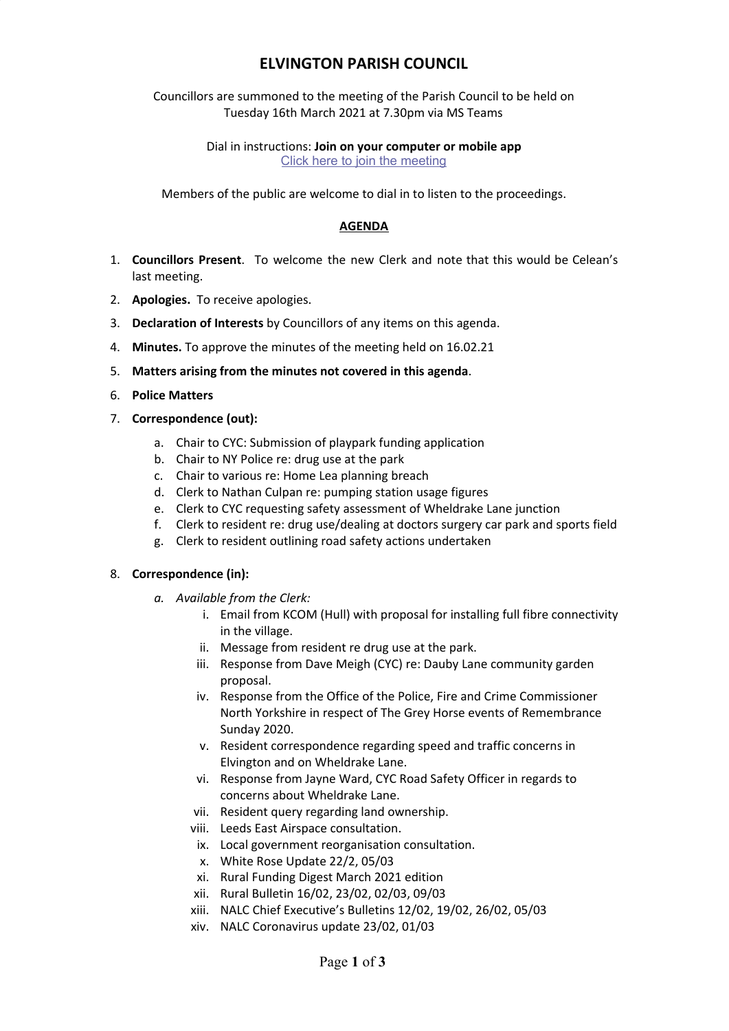# ELVINGTON PARISH COUNCIL

Councillors are summoned to the meeting of the Parish Council to be held on Tuesday 16th March 2021 at 7.30pm via MS Teams

Dial in instructions: **Join on your computer or mobile app**
Click here to join the meeting

Members of the public are welcome to dial in to listen to the proceedings.

## AGENDA

1. **Councillors Present**. To welcome the new Clerk and note that this would be Celean's last meeting.
2. **Apologies.** To receive apologies.
3. **Declaration of Interests** by Councillors of any items on this agenda.
4. **Minutes.** To approve the minutes of the meeting held on 16.02.21
5. **Matters arising from the minutes not covered in this agenda**.
6. **Police Matters**
7. **Correspondence (out):**
   a. Chair to CYC: Submission of playpark funding application
   b. Chair to NY Police re: drug use at the park
   c. Chair to various re: Home Lea planning breach
   d. Clerk to Nathan Culpan re: pumping station usage figures
   e. Clerk to CYC requesting safety assessment of Wheldrake Lane junction
   f. Clerk to resident re: drug use/dealing at doctors surgery car park and sports field
   g. Clerk to resident outlining road safety actions undertaken
8. **Correspondence (in):**
   a. *Available from the Clerk:*
      i. Email from KCOM (Hull) with proposal for installing full fibre connectivity in the village.
      ii. Message from resident re drug use at the park.
      iii. Response from Dave Meigh (CYC) re: Dauby Lane community garden proposal.
      iv. Response from the Office of the Police, Fire and Crime Commissioner North Yorkshire in respect of The Grey Horse events of Remembrance Sunday 2020.
      v. Resident correspondence regarding speed and traffic concerns in Elvington and on Wheldrake Lane.
      vi. Response from Jayne Ward, CYC Road Safety Officer in regards to concerns about Wheldrake Lane.
      vii. Resident query regarding land ownership.
      viii. Leeds East Airspace consultation.
      ix. Local government reorganisation consultation.
      x. White Rose Update 22/2, 05/03
      xi. Rural Funding Digest March 2021 edition
      xii. Rural Bulletin 16/02, 23/02, 02/03, 09/03
      xiii. NALC Chief Executive's Bulletins 12/02, 19/02, 26/02, 05/03
      xiv. NALC Coronavirus update 23/02, 01/03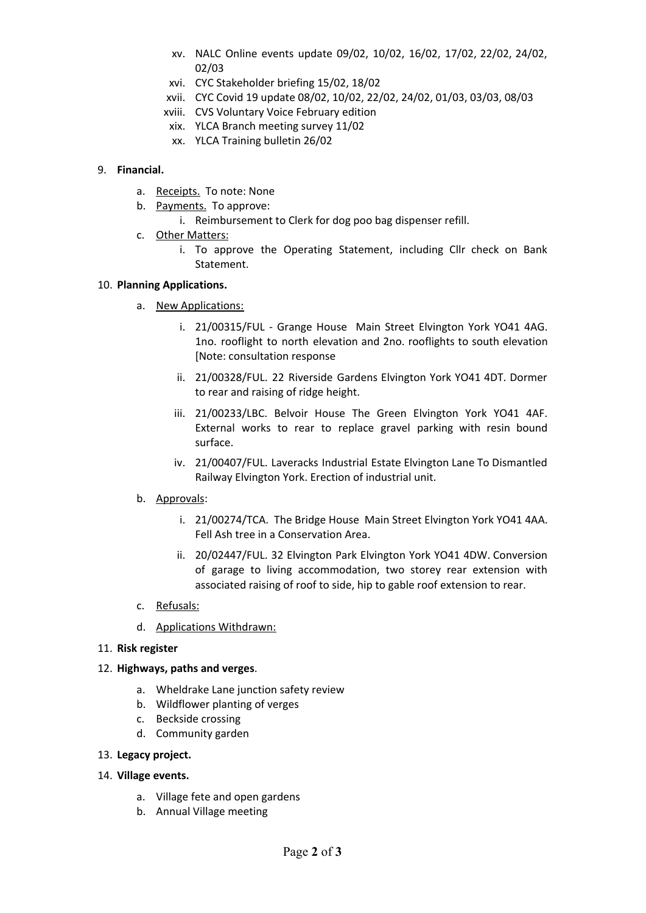xv. NALC Online events update 09/02, 10/02, 16/02, 17/02, 22/02, 24/02, 02/03
xvi. CYC Stakeholder briefing 15/02, 18/02
xvii. CYC Covid 19 update 08/02, 10/02, 22/02, 24/02, 01/03, 03/03, 08/03
xviii. CVS Voluntary Voice February edition
xix. YLCA Branch meeting survey 11/02
xx. YLCA Training bulletin 26/02

9. **Financial.**
   a. <u>Receipts.</u> To note: None
   b. <u>Payments.</u> To approve:
      i. Reimbursement to Clerk for dog poo bag dispenser refill.
   c. <u>Other Matters:</u>
      i. To approve the Operating Statement, including Cllr check on Bank Statement.

10. **Planning Applications.**
    a. <u>New Applications:</u>
       i. 21/00315/FUL - Grange House Main Street Elvington York YO41 4AG. 1no. rooflight to north elevation and 2no. rooflights to south elevation [Note: consultation response
       ii. 21/00328/FUL. 22 Riverside Gardens Elvington York YO41 4DT. Dormer to rear and raising of ridge height.
       iii. 21/00233/LBC. Belvoir House The Green Elvington York YO41 4AF. External works to rear to replace gravel parking with resin bound surface.
       iv. 21/00407/FUL. Laveracks Industrial Estate Elvington Lane To Dismantled Railway Elvington York. Erection of industrial unit.
    b. <u>Approvals</u>:
       i. 21/00274/TCA. The Bridge House Main Street Elvington York YO41 4AA. Fell Ash tree in a Conservation Area.
       ii. 20/02447/FUL. 32 Elvington Park Elvington York YO41 4DW. Conversion of garage to living accommodation, two storey rear extension with associated raising of roof to side, hip to gable roof extension to rear.
    c. <u>Refusals:</u>
    d. <u>Applications Withdrawn:</u>

11. **Risk register**

12. **Highways, paths and verges**.
    a. Wheldrake Lane junction safety review
    b. Wildflower planting of verges
    c. Beckside crossing
    d. Community garden

13. **Legacy project.**

14. **Village events.**
    a. Village fete and open gardens
    b. Annual Village meeting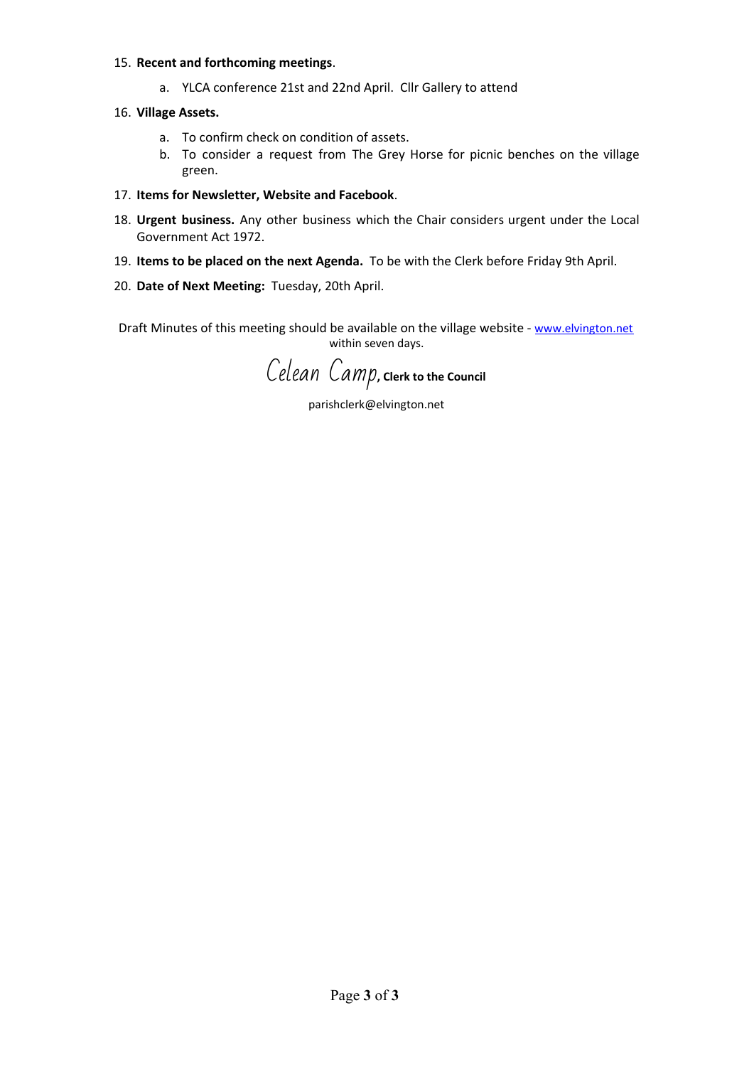15. **Recent and forthcoming meetings**.
    a. YLCA conference 21st and 22nd April. Cllr Gallery to attend
16. **Village Assets.**
    a. To confirm check on condition of assets.
    b. To consider a request from The Grey Horse for picnic benches on the village green.
17. **Items for Newsletter, Website and Facebook**.
18. **Urgent business.** Any other business which the Chair considers urgent under the Local Government Act 1972.
19. **Items to be placed on the next Agenda.** To be with the Clerk before Friday 9th April.
20. **Date of Next Meeting:** Tuesday, 20th April.

Draft Minutes of this meeting should be available on the village website - www.elvington.net within seven days.

Celean Camp, **Clerk to the Council**

parishclerk@elvington.net